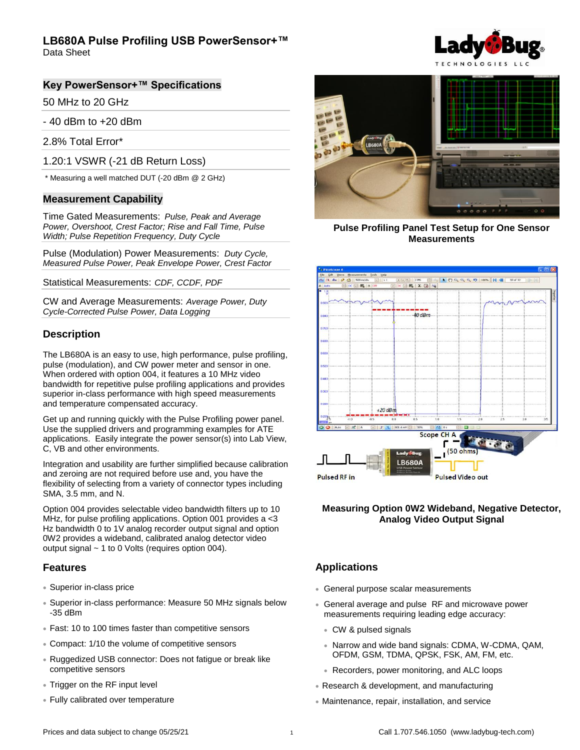# LB680A Pulse Profiling USB PowerSensor+™

Data Sheet

## Key PowerSensor+™ Specifications

50 MHz to 20 GHz

- 40 dBm to +20 dBm

2.8% Total Error*

1.20:1 VSWR (-21 dB Return Loss)

\* Measuring a well matched DUT (-20 dBm @ 2 GHz)

## Measurement Capability

Time Gated Measurements: *Pulse, Peak and Average Power, Overshoot, Crest Factor; Rise and Fall Time, Pulse Width; Pulse Repetition Frequency, Duty Cycle*

Pulse (Modulation) Power Measurements: *Duty Cycle, Measured Pulse Power, Peak Envelope Power, Crest Factor*

Statistical Measurements: *CDF, CCDF, PDF*

CW and Average Measurements: *Average Power, Duty Cycle-Corrected Pulse Power, Data Logging*

## Description

The LB680A is an easy to use, high performance, pulse profiling, pulse (modulation), and CW power meter and sensor in one. When ordered with option 004, it features a 10 MHz video bandwidth for repetitive pulse profiling applications and provides superior in-class performance with high speed measurements and temperature compensated accuracy.

Get up and running quickly with the Pulse Profiling power panel. Use the supplied drivers and programming examples for ATE applications. Easily integrate the power sensor(s) into Lab View, C, VB and other environments.

Integration and usability are further simplified because calibration and zeroing are not required before use and, you have the flexibility of selecting from a variety of connector types including SMA, 3.5 mm, and N.

Option 004 provides selectable video bandwidth filters up to 10 MHz, for pulse profiling applications. Option 001 provides a <3 Hz bandwidth 0 to 1V analog recorder output signal and option 0W2 provides a wideband, calibrated analog detector video output signal ~ 1 to 0 Volts (requires option 004).

## Features

- Superior in-class price
- Superior in-class performance: Measure 50 MHz signals below -35 dBm
- Fast: 10 to 100 times faster than competitive sensors
- Compact: 1/10 the volume of competitive sensors
- Ruggedized USB connector: Does not fatigue or break like competitive sensors
- Trigger on the RF input level
- Fully calibrated over temperature

**Pulse Profiling Panel Test Setup for One Sensor Measurements**

**Measuring Option 0W2 Wideband, Negative Detector, Analog Video Output Signal**

## Applications

- General purpose scalar measurements
- General average and pulse RF and microwave power measurements requiring leading edge accuracy:
  - CW & pulsed signals
  - Narrow and wide band signals: CDMA, W-CDMA, QAM, OFDM, GSM, TDMA, QPSK, FSK, AM, FM, etc.
  - Recorders, power monitoring, and ALC loops
- Research & development, and manufacturing
- Maintenance, repair, installation, and service

Prices and data subject to change 05/25/21

Call 1.707.546.1050 (www.ladybug-tech.com)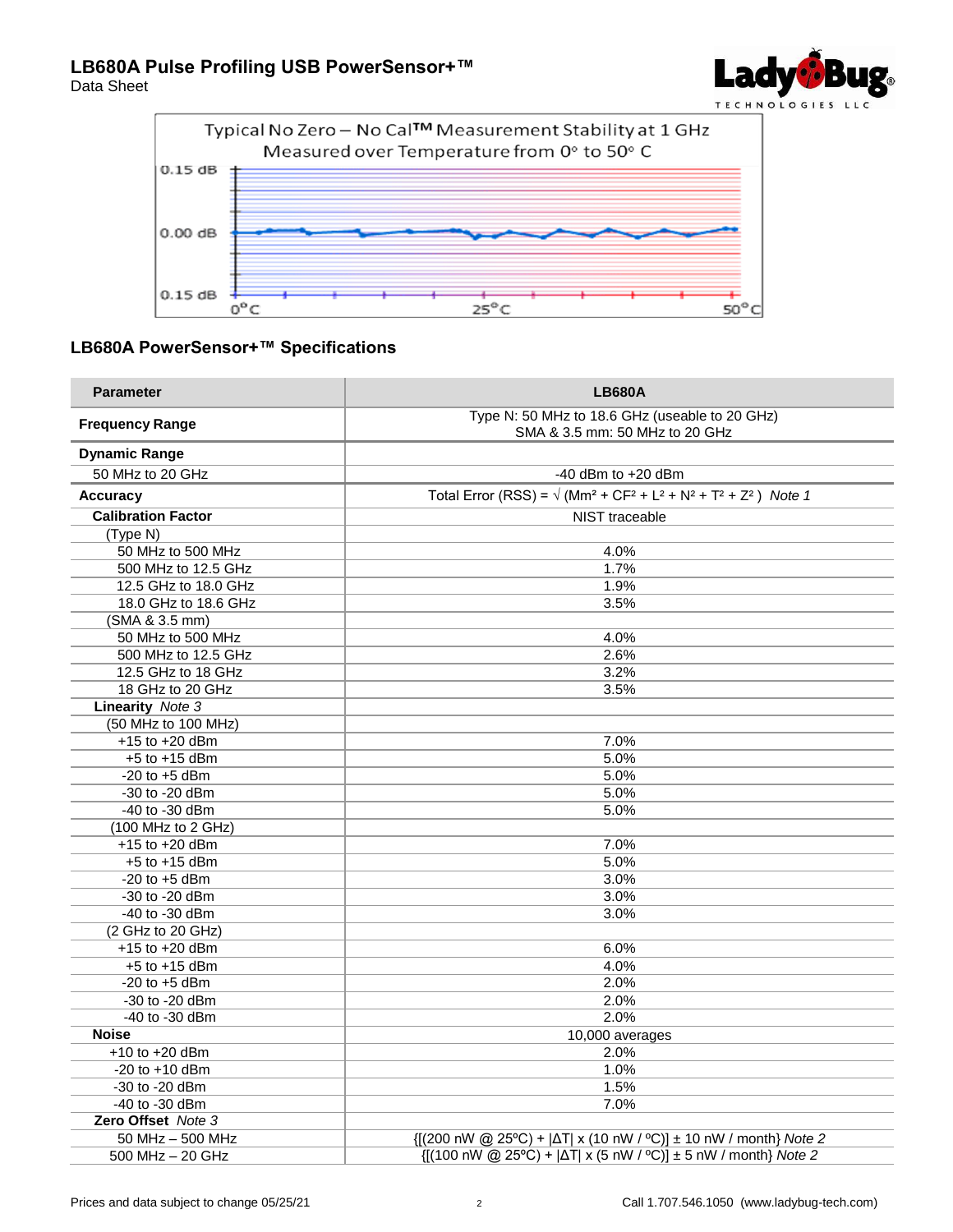Typical No Zero – No Cal™ Measurement Stability at 1 GHz
Measured over Temperature from 0° to 50° C

## LB680A PowerSensor+™ Specifications

| Parameter | LB680A |
|---|---|
| **Frequency Range** | Type N: 50 MHz to 18.6 GHz (useable to 20 GHz)<br>SMA & 3.5 mm: 50 MHz to 20 GHz |
| **Dynamic Range** | |
| 50 MHz to 20 GHz | -40 dBm to +20 dBm |
| **Accuracy** | Total Error (RSS) = √ (Mm² + CF² + L² + N² + T² + Z² ) *Note 1* |
| **Calibration Factor** | NIST traceable |
| (Type N) | |
| 50 MHz to 500 MHz | 4.0% |
| 500 MHz to 12.5 GHz | 1.7% |
| 12.5 GHz to 18.0 GHz | 1.9% |
| 18.0 GHz to 18.6 GHz | 3.5% |
| (SMA & 3.5 mm) | |
| 50 MHz to 500 MHz | 4.0% |
| 500 MHz to 12.5 GHz | 2.6% |
| 12.5 GHz to 18 GHz | 3.2% |
| 18 GHz to 20 GHz | 3.5% |
| **Linearity** *Note 3* | |
| (50 MHz to 100 MHz) | |
| +15 to +20 dBm | 7.0% |
| +5 to +15 dBm | 5.0% |
| -20 to +5 dBm | 5.0% |
| -30 to -20 dBm | 5.0% |
| -40 to -30 dBm | 5.0% |
| (100 MHz to 2 GHz) | |
| +15 to +20 dBm | 7.0% |
| +5 to +15 dBm | 5.0% |
| -20 to +5 dBm | 3.0% |
| -30 to -20 dBm | 3.0% |
| -40 to -30 dBm | 3.0% |
| (2 GHz to 20 GHz) | |
| +15 to +20 dBm | 6.0% |
| +5 to +15 dBm | 4.0% |
| -20 to +5 dBm | 2.0% |
| -30 to -20 dBm | 2.0% |
| -40 to -30 dBm | 2.0% |
| **Noise** | 10,000 averages |
| +10 to +20 dBm | 2.0% |
| -20 to +10 dBm | 1.0% |
| -30 to -20 dBm | 1.5% |
| -40 to -30 dBm | 7.0% |
| **Zero Offset** *Note 3* | |
| 50 MHz – 500 MHz | {[(200 nW @ 25ºC) + \|ΔT\| x (10 nW / ºC)] ± 10 nW / month} *Note 2* |
| 500 MHz – 20 GHz | {[(100 nW @ 25ºC) + \|ΔT\| x (5 nW / ºC)] ± 5 nW / month} *Note 2* |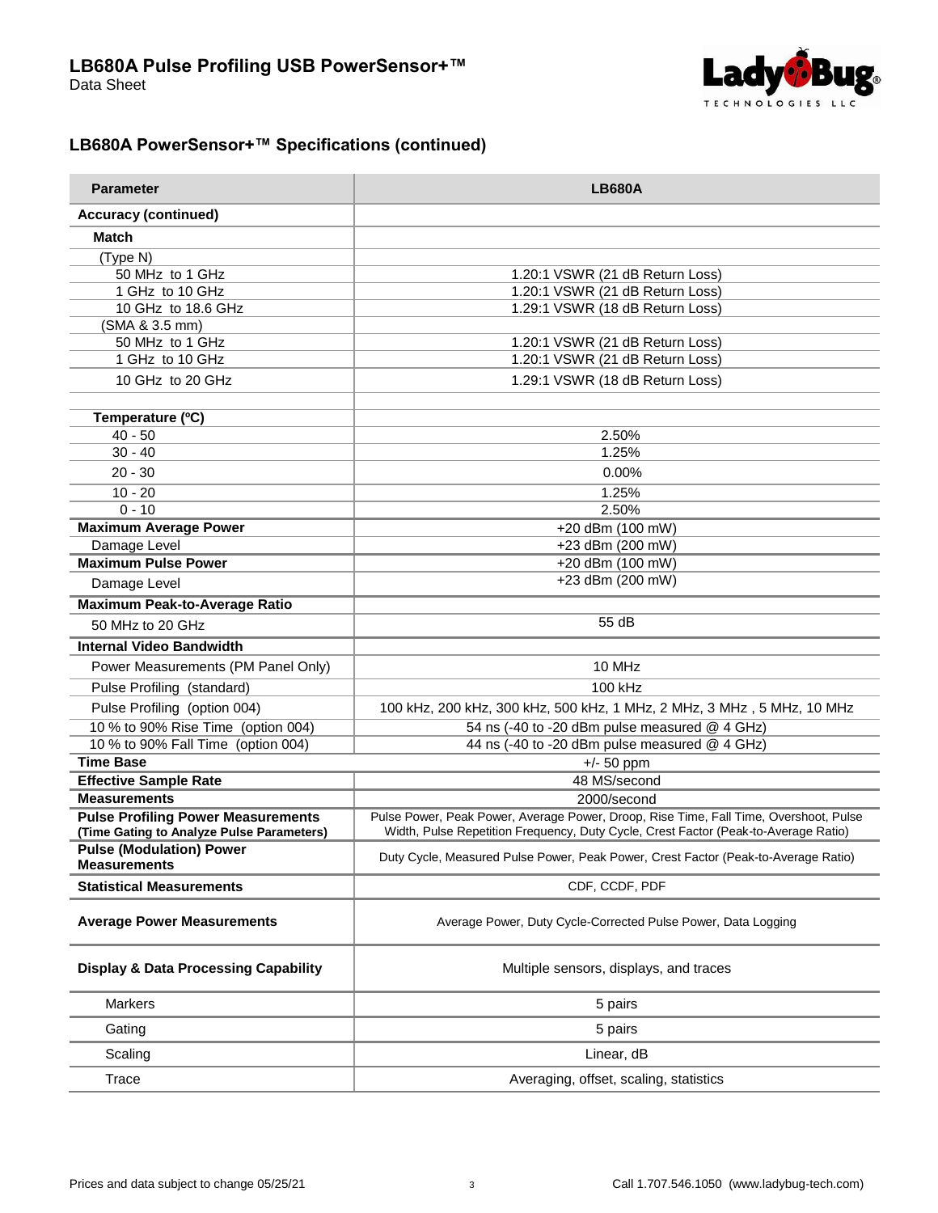## LB680A PowerSensor+™ Specifications (continued)

| Parameter | LB680A |
|---|---|
| **Accuracy (continued)** | |
| **Match** | |
| (Type N) | |
| 50 MHz to 1 GHz | 1.20:1 VSWR (21 dB Return Loss) |
| 1 GHz to 10 GHz | 1.20:1 VSWR (21 dB Return Loss) |
| 10 GHz to 18.6 GHz | 1.29:1 VSWR (18 dB Return Loss) |
| (SMA & 3.5 mm) | |
| 50 MHz to 1 GHz | 1.20:1 VSWR (21 dB Return Loss) |
| 1 GHz to 10 GHz | 1.20:1 VSWR (21 dB Return Loss) |
| 10 GHz to 20 GHz | 1.29:1 VSWR (18 dB Return Loss) |
| | |
| **Temperature (ºC)** | |
| 40 - 50 | 2.50% |
| 30 - 40 | 1.25% |
| 20 - 30 | 0.00% |
| 10 - 20 | 1.25% |
| 0 - 10 | 2.50% |
| **Maximum Average Power** | +20 dBm (100 mW) |
| Damage Level | +23 dBm (200 mW) |
| **Maximum Pulse Power** | +20 dBm (100 mW) |
| Damage Level | +23 dBm (200 mW) |
| **Maximum Peak-to-Average Ratio** | |
| 50 MHz to 20 GHz | 55 dB |
| **Internal Video Bandwidth** | |
| Power Measurements (PM Panel Only) | 10 MHz |
| Pulse Profiling (standard) | 100 kHz |
| Pulse Profiling (option 004) | 100 kHz, 200 kHz, 300 kHz, 500 kHz, 1 MHz, 2 MHz, 3 MHz , 5 MHz, 10 MHz |
| 10 % to 90% Rise Time (option 004) | 54 ns (-40 to -20 dBm pulse measured @ 4 GHz) |
| 10 % to 90% Fall Time (option 004) | 44 ns (-40 to -20 dBm pulse measured @ 4 GHz) |
| **Time Base** | +/- 50 ppm |
| **Effective Sample Rate** | 48 MS/second |
| **Measurements** | 2000/second |
| **Pulse Profiling Power Measurements (Time Gating to Analyze Pulse Parameters)** | Pulse Power, Peak Power, Average Power, Droop, Rise Time, Fall Time, Overshoot, Pulse Width, Pulse Repetition Frequency, Duty Cycle, Crest Factor (Peak-to-Average Ratio) |
| **Pulse (Modulation) Power Measurements** | Duty Cycle, Measured Pulse Power, Peak Power, Crest Factor (Peak-to-Average Ratio) |
| **Statistical Measurements** | CDF, CCDF, PDF |
| **Average Power Measurements** | Average Power, Duty Cycle-Corrected Pulse Power, Data Logging |
| **Display & Data Processing Capability** | Multiple sensors, displays, and traces |
| Markers | 5 pairs |
| Gating | 5 pairs |
| Scaling | Linear, dB |
| Trace | Averaging, offset, scaling, statistics |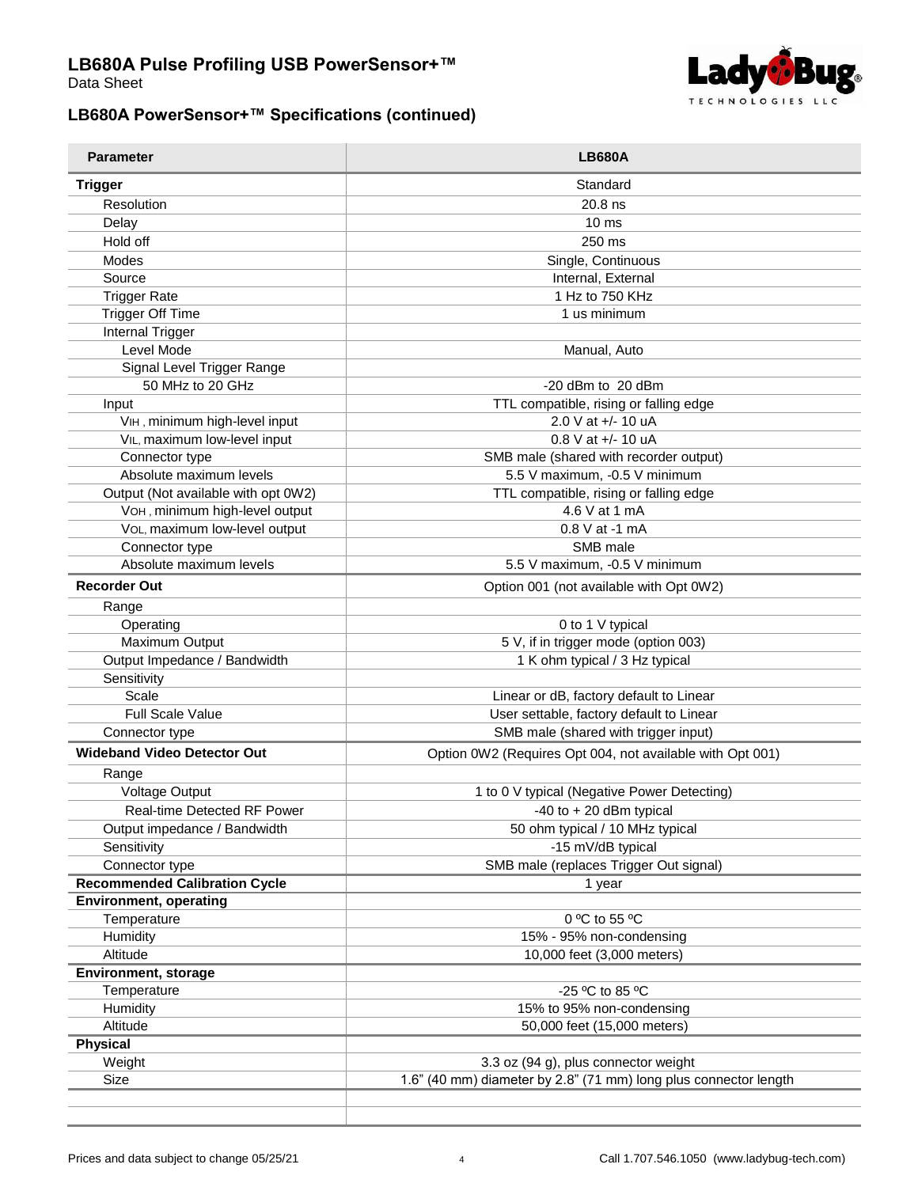## LB680A PowerSensor+™ Specifications (continued)

| Parameter | LB680A |
|---|---|
| **Trigger** | Standard |
| Resolution | 20.8 ns |
| Delay | 10 ms |
| Hold off | 250 ms |
| Modes | Single, Continuous |
| Source | Internal, External |
| Trigger Rate | 1 Hz to 750 KHz |
| Trigger Off Time | 1 us minimum |
| Internal Trigger | |
| Level Mode | Manual, Auto |
| Signal Level Trigger Range | |
| 50 MHz to 20 GHz | -20 dBm to 20 dBm |
| Input | TTL compatible, rising or falling edge |
| $V_{IH}$ , minimum high-level input | 2.0 V at +/- 10 uA |
| $V_{IL}$, maximum low-level input | 0.8 V at +/- 10 uA |
| Connector type | SMB male (shared with recorder output) |
| Absolute maximum levels | 5.5 V maximum, -0.5 V minimum |
| Output (Not available with opt 0W2) | TTL compatible, rising or falling edge |
| $V_{OH}$ , minimum high-level output | 4.6 V at 1 mA |
| $V_{OL}$, maximum low-level output | 0.8 V at -1 mA |
| Connector type | SMB male |
| Absolute maximum levels | 5.5 V maximum, -0.5 V minimum |
| **Recorder Out** | Option 001 (not available with Opt 0W2) |
| Range | |
| Operating | 0 to 1 V typical |
| Maximum Output | 5 V, if in trigger mode (option 003) |
| Output Impedance / Bandwidth | 1 K ohm typical / 3 Hz typical |
| Sensitivity | |
| Scale | Linear or dB, factory default to Linear |
| Full Scale Value | User settable, factory default to Linear |
| Connector type | SMB male (shared with trigger input) |
| **Wideband Video Detector Out** | Option 0W2 (Requires Opt 004, not available with Opt 001) |
| Range | |
| Voltage Output | 1 to 0 V typical (Negative Power Detecting) |
| Real-time Detected RF Power | -40 to + 20 dBm typical |
| Output impedance / Bandwidth | 50 ohm typical / 10 MHz typical |
| Sensitivity | -15 mV/dB typical |
| Connector type | SMB male (replaces Trigger Out signal) |
| **Recommended Calibration Cycle** | 1 year |
| **Environment, operating** | |
| Temperature | 0 ºC to 55 ºC |
| Humidity | 15% - 95% non-condensing |
| Altitude | 10,000 feet (3,000 meters) |
| **Environment, storage** | |
| Temperature | -25 ºC to 85 ºC |
| Humidity | 15% to 95% non-condensing |
| Altitude | 50,000 feet (15,000 meters) |
| **Physical** | |
| Weight | 3.3 oz (94 g), plus connector weight |
| Size | 1.6" (40 mm) diameter by 2.8" (71 mm) long plus connector length |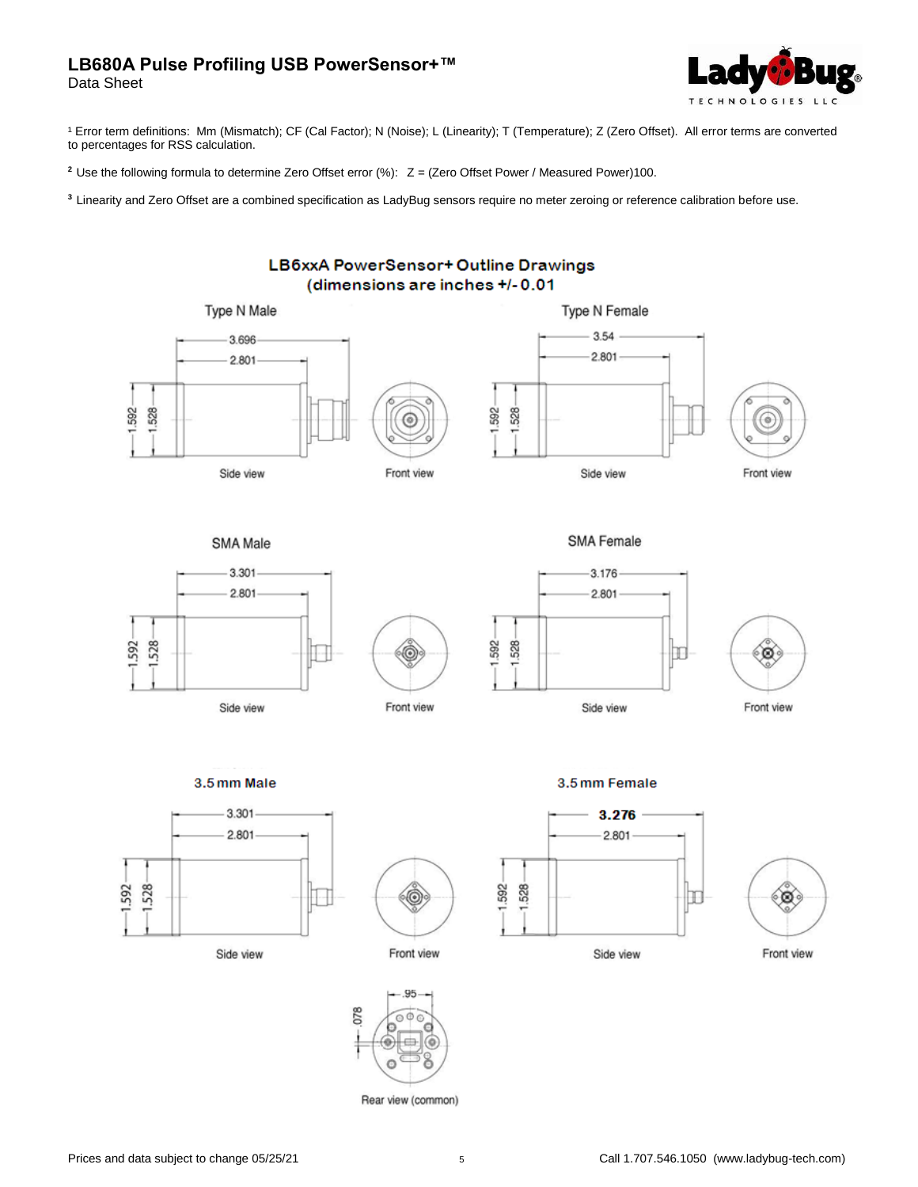[1] Error term definitions: Mm (Mismatch); CF (Cal Factor); N (Noise); L (Linearity); T (Temperature); Z (Zero Offset). All error terms are converted to percentages for RSS calculation.

[2] Use the following formula to determine Zero Offset error (%): Z = (Zero Offset Power / Measured Power)100.

[3] Linearity and Zero Offset are a combined specification as LadyBug sensors require no meter zeroing or reference calibration before use.

## LB6xxA PowerSensor+ Outline Drawings (dimensions are inches +/- 0.01)

Type N Male

3.696

2.801

1.592

1.528

Side view

Front view

Type N Female

3.54

2.801

1.592

1.528

Side view

Front view

SMA Male

3.301

2.801

1.592

1.528

Side view

Front view

SMA Female

3.176

2.801

1.592

1.528

Side view

Front view

3.5 mm Male

3.301

2.801

1.592

1.528

Side view

Front view

3.5 mm Female

3.276

2.801

1.592

1.528

Side view

Front view

.95

.078

Rear view (common)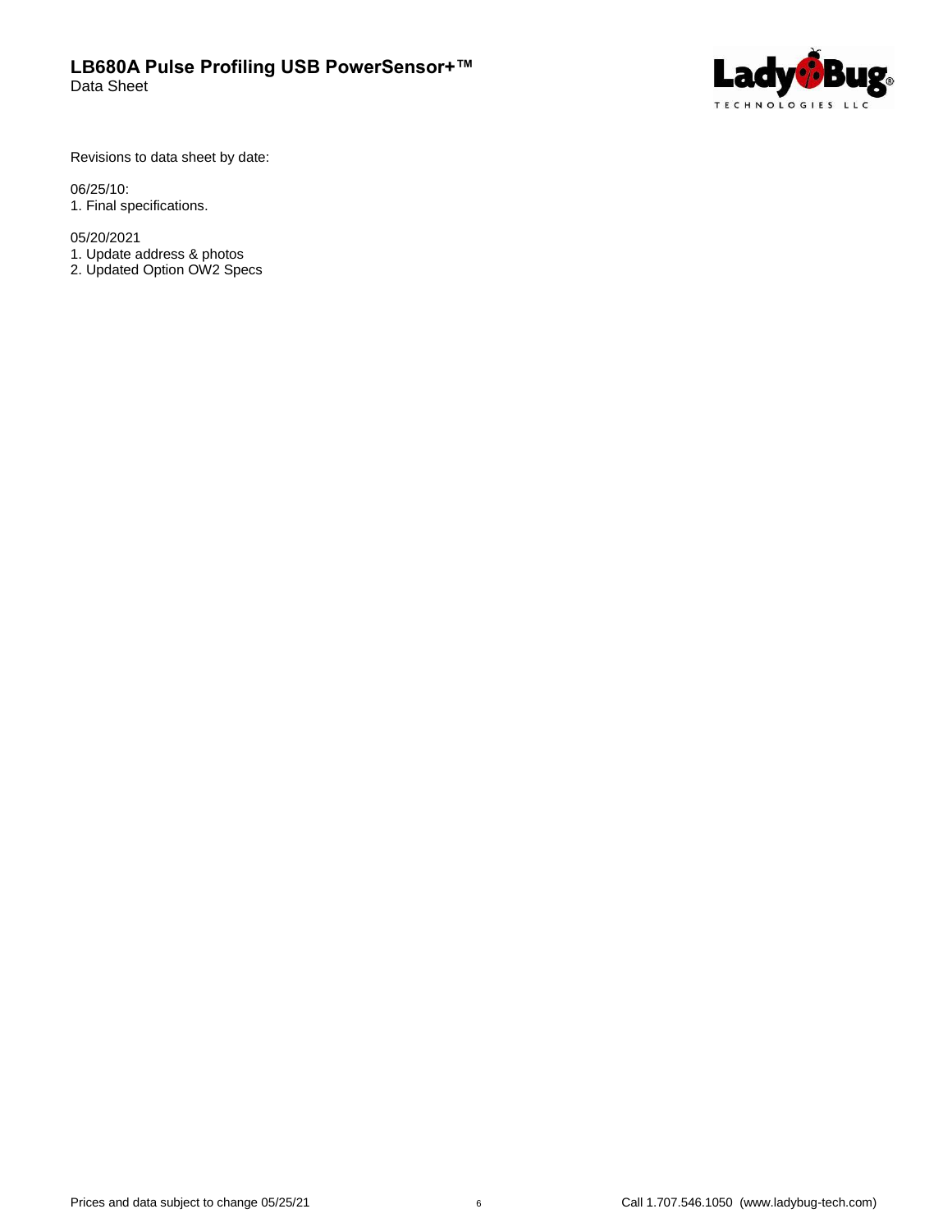Revisions to data sheet by date:

06/25/10:
1. Final specifications.

05/20/2021
1. Update address & photos
2. Updated Option OW2 Specs